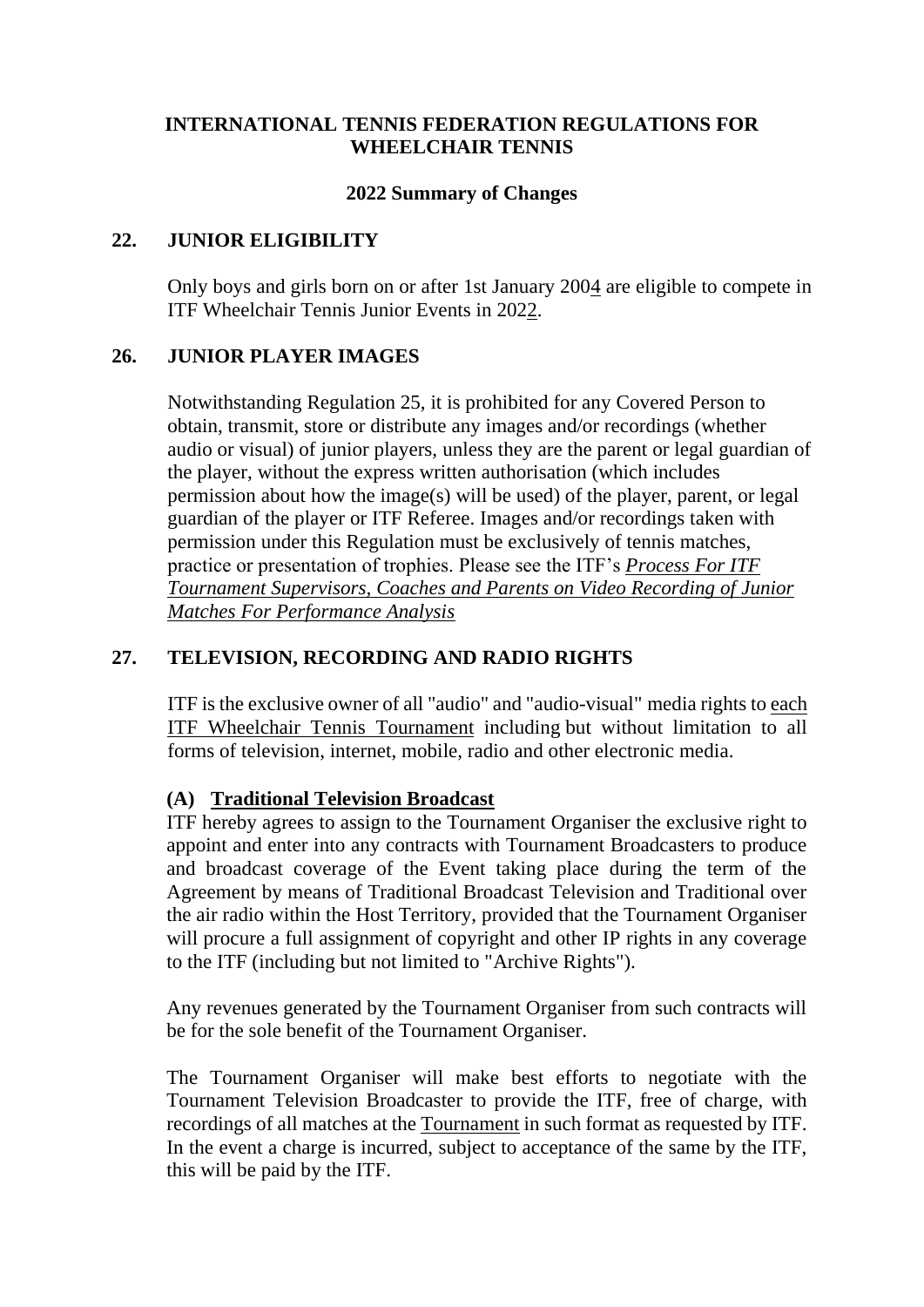# INTERNATIONAL TENNIS FEDERATION REGULATIONS FOR WHEELCHAIR TENNIS

## 2022 Summary of Changes

### 22. JUNIOR ELIGIBILITY

Only boys and girls born on or after 1st January 2004 are eligible to compete in ITF Wheelchair Tennis Junior Events in 2022.

### 26. JUNIOR PLAYER IMAGES

Notwithstanding Regulation 25, it is prohibited for any Covered Person to obtain, transmit, store or distribute any images and/or recordings (whether audio or visual) of junior players, unless they are the parent or legal guardian of the player, without the express written authorisation (which includes permission about how the image(s) will be used) of the player, parent, or legal guardian of the player or ITF Referee. Images and/or recordings taken with permission under this Regulation must be exclusively of tennis matches, practice or presentation of trophies. Please see the ITF's *Process For ITF Tournament Supervisors, Coaches and Parents on Video Recording of Junior Matches For Performance Analysis*

### 27. TELEVISION, RECORDING AND RADIO RIGHTS

ITF is the exclusive owner of all "audio" and "audio-visual" media rights to each ITF Wheelchair Tennis Tournament including but without limitation to all forms of television, internet, mobile, radio and other electronic media.

**(A) Traditional Television Broadcast**

ITF hereby agrees to assign to the Tournament Organiser the exclusive right to appoint and enter into any contracts with Tournament Broadcasters to produce and broadcast coverage of the Event taking place during the term of the Agreement by means of Traditional Broadcast Television and Traditional over the air radio within the Host Territory, provided that the Tournament Organiser will procure a full assignment of copyright and other IP rights in any coverage to the ITF (including but not limited to "Archive Rights").

Any revenues generated by the Tournament Organiser from such contracts will be for the sole benefit of the Tournament Organiser.

The Tournament Organiser will make best efforts to negotiate with the Tournament Television Broadcaster to provide the ITF, free of charge, with recordings of all matches at the Tournament in such format as requested by ITF. In the event a charge is incurred, subject to acceptance of the same by the ITF, this will be paid by the ITF.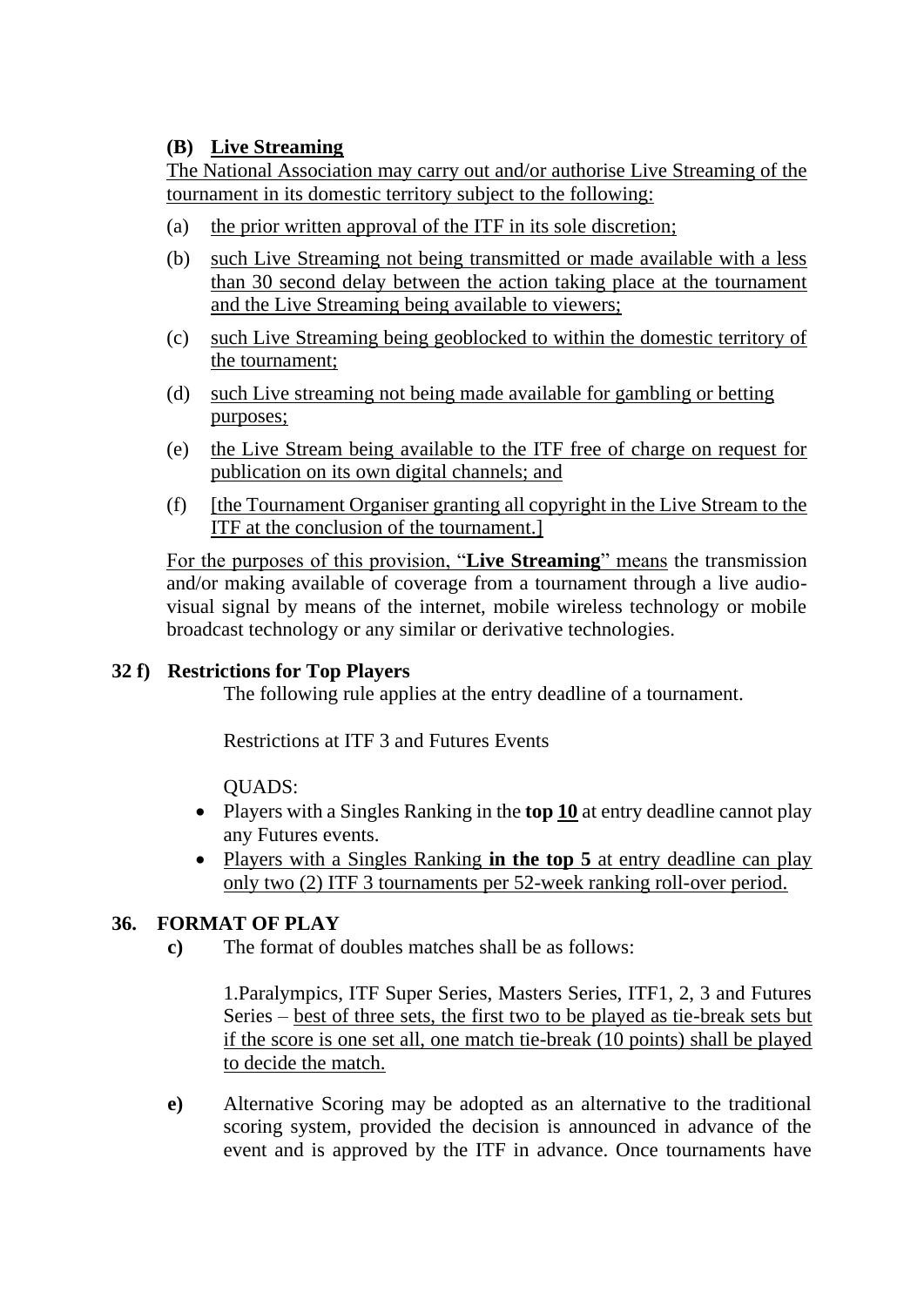**(B) Live Streaming**

The National Association may carry out and/or authorise Live Streaming of the tournament in its domestic territory subject to the following:

(a) the prior written approval of the ITF in its sole discretion;

(b) such Live Streaming not being transmitted or made available with a less than 30 second delay between the action taking place at the tournament and the Live Streaming being available to viewers;

(c) such Live Streaming being geoblocked to within the domestic territory of the tournament;

(d) such Live streaming not being made available for gambling or betting purposes;

(e) the Live Stream being available to the ITF free of charge on request for publication on its own digital channels; and

(f) [the Tournament Organiser granting all copyright in the Live Stream to the ITF at the conclusion of the tournament.]

For the purposes of this provision, "**Live Streaming**" means the transmission and/or making available of coverage from a tournament through a live audio-visual signal by means of the internet, mobile wireless technology or mobile broadcast technology or any similar or derivative technologies.

**32 f) Restrictions for Top Players**

The following rule applies at the entry deadline of a tournament.

Restrictions at ITF 3 and Futures Events

QUADS:

- Players with a Singles Ranking in the **top 10** at entry deadline cannot play any Futures events.
- Players with a Singles Ranking **in the top 5** at entry deadline can play only two (2) ITF 3 tournaments per 52-week ranking roll-over period.

**36. FORMAT OF PLAY**

**c)** The format of doubles matches shall be as follows:

1.Paralympics, ITF Super Series, Masters Series, ITF1, 2, 3 and Futures Series – best of three sets, the first two to be played as tie-break sets but if the score is one set all, one match tie-break (10 points) shall be played to decide the match.

**e)** Alternative Scoring may be adopted as an alternative to the traditional scoring system, provided the decision is announced in advance of the event and is approved by the ITF in advance. Once tournaments have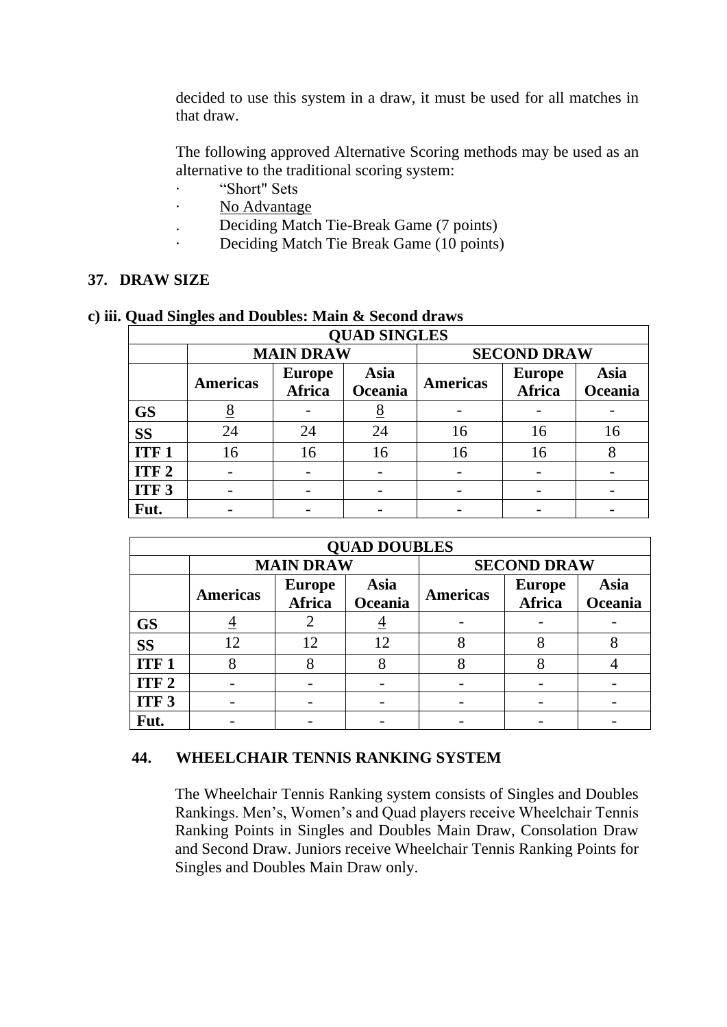decided to use this system in a draw, it must be used for all matches in that draw.

The following approved Alternative Scoring methods may be used as an alternative to the traditional scoring system:

- “Short" Sets
- No Advantage
- Deciding Match Tie-Break Game (7 points)
- Deciding Match Tie Break Game (10 points)

## 37. DRAW SIZE

**c) iii. Quad Singles and Doubles: Main & Second draws**

| QUAD SINGLES | | | | | | |
|---|---|---|---|---|---|---|
| | MAIN DRAW | | | SECOND DRAW | | |
| | Americas | Europe Africa | Asia Oceania | Americas | Europe Africa | Asia Oceania |
| GS | 8 | - | 8 | - | - | - |
| SS | 24 | 24 | 24 | 16 | 16 | 16 |
| ITF 1 | 16 | 16 | 16 | 16 | 16 | 8 |
| ITF 2 | - | - | - | - | - | - |
| ITF 3 | - | - | - | - | - | - |
| Fut. | - | - | - | - | - | - |

| QUAD DOUBLES | | | | | | |
|---|---|---|---|---|---|---|
| | MAIN DRAW | | | SECOND DRAW | | |
| | Americas | Europe Africa | Asia Oceania | Americas | Europe Africa | Asia Oceania |
| GS | 4 | 2 | 4 | - | - | - |
| SS | 12 | 12 | 12 | 8 | 8 | 8 |
| ITF 1 | 8 | 8 | 8 | 8 | 8 | 4 |
| ITF 2 | - | - | - | - | - | - |
| ITF 3 | - | - | - | - | - | - |
| Fut. | - | - | - | - | - | - |

## 44. WHEELCHAIR TENNIS RANKING SYSTEM

The Wheelchair Tennis Ranking system consists of Singles and Doubles Rankings. Men’s, Women’s and Quad players receive Wheelchair Tennis Ranking Points in Singles and Doubles Main Draw, Consolation Draw and Second Draw. Juniors receive Wheelchair Tennis Ranking Points for Singles and Doubles Main Draw only.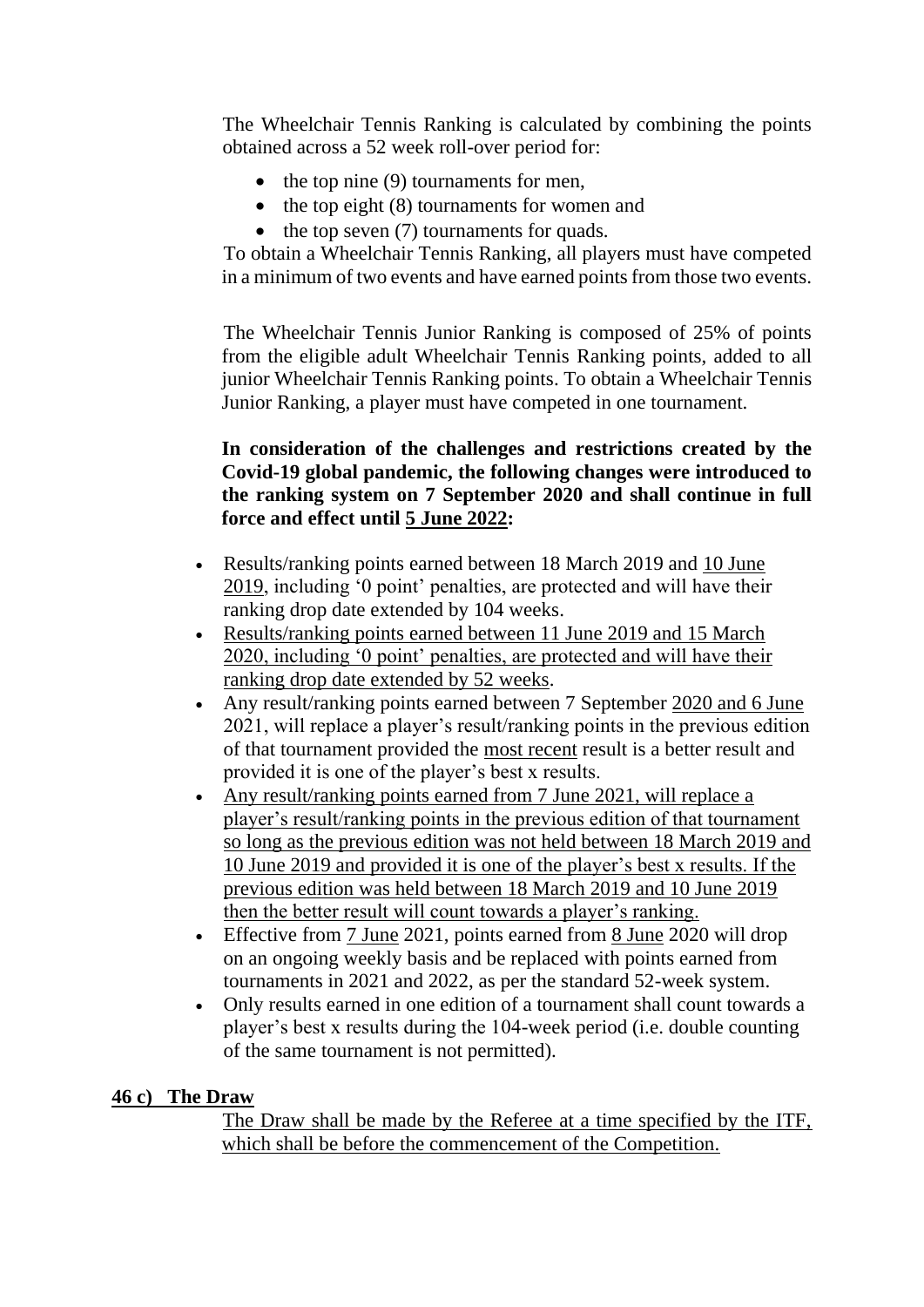The Wheelchair Tennis Ranking is calculated by combining the points obtained across a 52 week roll-over period for:

- the top nine (9) tournaments for men,
- the top eight (8) tournaments for women and
- the top seven (7) tournaments for quads.

To obtain a Wheelchair Tennis Ranking, all players must have competed in a minimum of two events and have earned points from those two events.

The Wheelchair Tennis Junior Ranking is composed of 25% of points from the eligible adult Wheelchair Tennis Ranking points, added to all junior Wheelchair Tennis Ranking points. To obtain a Wheelchair Tennis Junior Ranking, a player must have competed in one tournament.

**In consideration of the challenges and restrictions created by the Covid-19 global pandemic, the following changes were introduced to the ranking system on 7 September 2020 and shall continue in full force and effect until 5 June 2022:**

- Results/ranking points earned between 18 March 2019 and 10 June 2019, including '0 point' penalties, are protected and will have their ranking drop date extended by 104 weeks.
- Results/ranking points earned between 11 June 2019 and 15 March 2020, including '0 point' penalties, are protected and will have their ranking drop date extended by 52 weeks.
- Any result/ranking points earned between 7 September 2020 and 6 June 2021, will replace a player's result/ranking points in the previous edition of that tournament provided the most recent result is a better result and provided it is one of the player's best x results.
- Any result/ranking points earned from 7 June 2021, will replace a player's result/ranking points in the previous edition of that tournament so long as the previous edition was not held between 18 March 2019 and 10 June 2019 and provided it is one of the player's best x results. If the previous edition was held between 18 March 2019 and 10 June 2019 then the better result will count towards a player's ranking.
- Effective from 7 June 2021, points earned from 8 June 2020 will drop on an ongoing weekly basis and be replaced with points earned from tournaments in 2021 and 2022, as per the standard 52-week system.
- Only results earned in one edition of a tournament shall count towards a player's best x results during the 104-week period (i.e. double counting of the same tournament is not permitted).

**46 c) The Draw**

The Draw shall be made by the Referee at a time specified by the ITF, which shall be before the commencement of the Competition.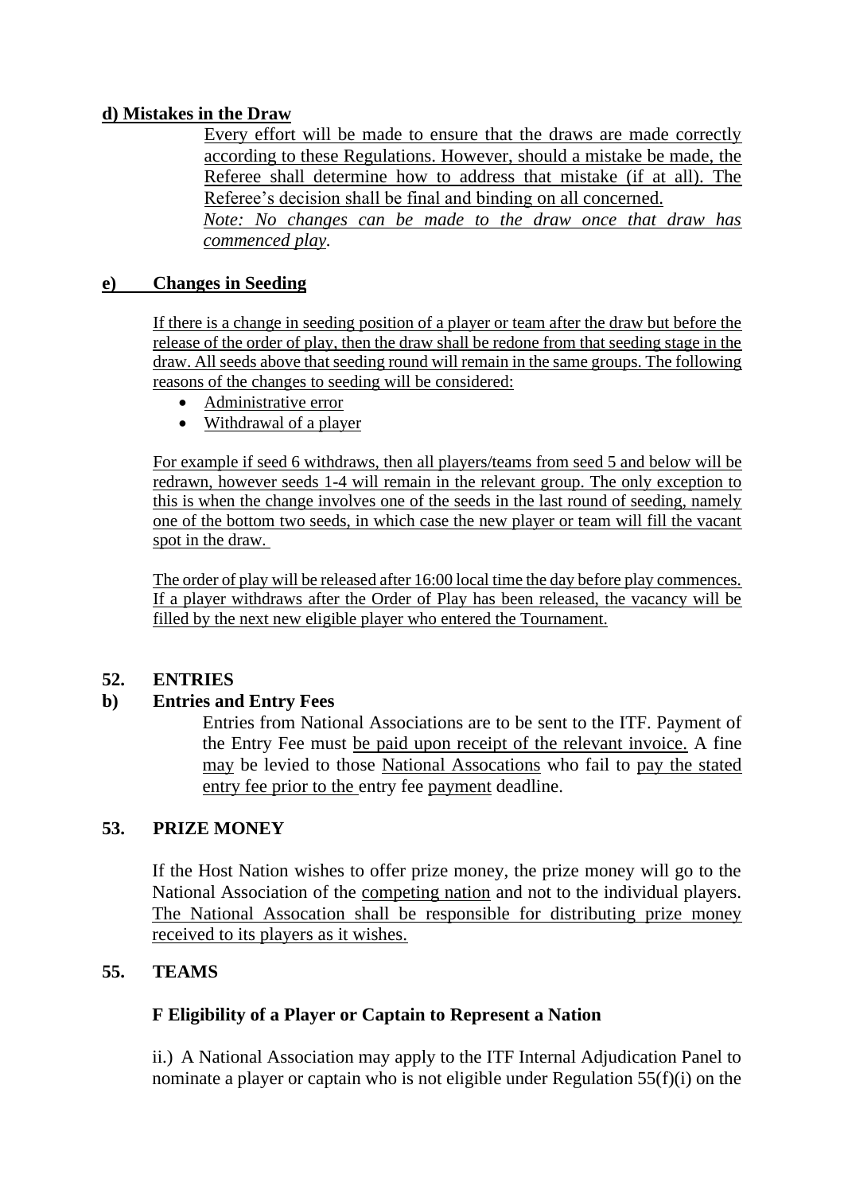**d) Mistakes in the Draw**

Every effort will be made to ensure that the draws are made correctly according to these Regulations. However, should a mistake be made, the Referee shall determine how to address that mistake (if at all). The Referee's decision shall be final and binding on all concerned.

*Note: No changes can be made to the draw once that draw has commenced play.*

**e) Changes in Seeding**

If there is a change in seeding position of a player or team after the draw but before the release of the order of play, then the draw shall be redone from that seeding stage in the draw. All seeds above that seeding round will remain in the same groups. The following reasons of the changes to seeding will be considered:

- Administrative error
- Withdrawal of a player

For example if seed 6 withdraws, then all players/teams from seed 5 and below will be redrawn, however seeds 1-4 will remain in the relevant group. The only exception to this is when the change involves one of the seeds in the last round of seeding, namely one of the bottom two seeds, in which case the new player or team will fill the vacant spot in the draw.

The order of play will be released after 16:00 local time the day before play commences. If a player withdraws after the Order of Play has been released, the vacancy will be filled by the next new eligible player who entered the Tournament.

**52. ENTRIES**

**b) Entries and Entry Fees**

Entries from National Associations are to be sent to the ITF. Payment of the Entry Fee must be paid upon receipt of the relevant invoice. A fine may be levied to those National Assocations who fail to pay the stated entry fee prior to the entry fee payment deadline.

**53. PRIZE MONEY**

If the Host Nation wishes to offer prize money, the prize money will go to the National Association of the competing nation and not to the individual players. The National Assocation shall be responsible for distributing prize money received to its players as it wishes.

**55. TEAMS**

**F Eligibility of a Player or Captain to Represent a Nation**

ii.) A National Association may apply to the ITF Internal Adjudication Panel to nominate a player or captain who is not eligible under Regulation 55(f)(i) on the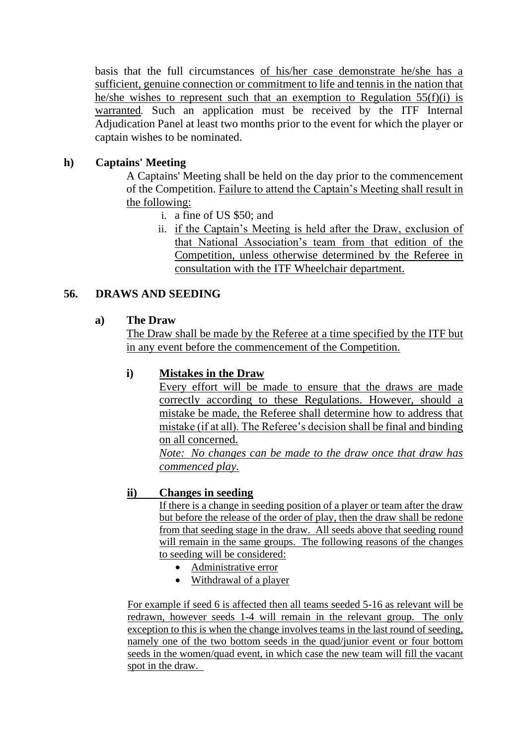basis that the full circumstances of his/her case demonstrate he/she has a sufficient, genuine connection or commitment to life and tennis in the nation that he/she wishes to represent such that an exemption to Regulation 55(f)(i) is warranted. Such an application must be received by the ITF Internal Adjudication Panel at least two months prior to the event for which the player or captain wishes to be nominated.

**h) Captains' Meeting**

A Captains' Meeting shall be held on the day prior to the commencement of the Competition. Failure to attend the Captain's Meeting shall result in the following:

i. a fine of US $50; and
ii. if the Captain's Meeting is held after the Draw, exclusion of that National Association's team from that edition of the Competition, unless otherwise determined by the Referee in consultation with the ITF Wheelchair department.

## 56. DRAWS AND SEEDING

**a) The Draw**

The Draw shall be made by the Referee at a time specified by the ITF but in any event before the commencement of the Competition.

**i) Mistakes in the Draw**

Every effort will be made to ensure that the draws are made correctly according to these Regulations. However, should a mistake be made, the Referee shall determine how to address that mistake (if at all). The Referee's decision shall be final and binding on all concerned.

*Note: No changes can be made to the draw once that draw has commenced play.*

**ii) Changes in seeding**

If there is a change in seeding position of a player or team after the draw but before the release of the order of play, then the draw shall be redone from that seeding stage in the draw. All seeds above that seeding round will remain in the same groups. The following reasons of the changes to seeding will be considered:

- Administrative error
- Withdrawal of a player

For example if seed 6 is affected then all teams seeded 5-16 as relevant will be redrawn, however seeds 1-4 will remain in the relevant group. The only exception to this is when the change involves teams in the last round of seeding, namely one of the two bottom seeds in the quad/junior event or four bottom seeds in the women/quad event, in which case the new team will fill the vacant spot in the draw.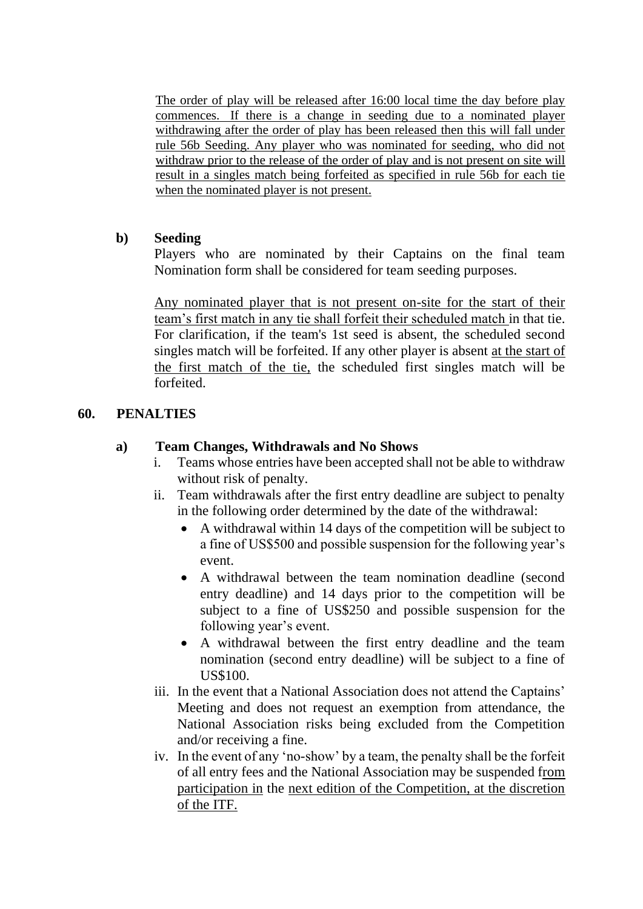The order of play will be released after 16:00 local time the day before play commences. If there is a change in seeding due to a nominated player withdrawing after the order of play has been released then this will fall under rule 56b Seeding. Any player who was nominated for seeding, who did not withdraw prior to the release of the order of play and is not present on site will result in a singles match being forfeited as specified in rule 56b for each tie when the nominated player is not present.

**b) Seeding**

Players who are nominated by their Captains on the final team Nomination form shall be considered for team seeding purposes.

Any nominated player that is not present on-site for the start of their team's first match in any tie shall forfeit their scheduled match in that tie. For clarification, if the team's 1st seed is absent, the scheduled second singles match will be forfeited. If any other player is absent at the start of the first match of the tie, the scheduled first singles match will be forfeited.

## 60. PENALTIES

**a) Team Changes, Withdrawals and No Shows**

i. Teams whose entries have been accepted shall not be able to withdraw without risk of penalty.

ii. Team withdrawals after the first entry deadline are subject to penalty in the following order determined by the date of the withdrawal:

- A withdrawal within 14 days of the competition will be subject to a fine of US$500 and possible suspension for the following year's event.
- A withdrawal between the team nomination deadline (second entry deadline) and 14 days prior to the competition will be subject to a fine of US$250 and possible suspension for the following year's event.
- A withdrawal between the first entry deadline and the team nomination (second entry deadline) will be subject to a fine of US$100.

iii. In the event that a National Association does not attend the Captains' Meeting and does not request an exemption from attendance, the National Association risks being excluded from the Competition and/or receiving a fine.

iv. In the event of any 'no-show' by a team, the penalty shall be the forfeit of all entry fees and the National Association may be suspended from participation in the next edition of the Competition, at the discretion of the ITF.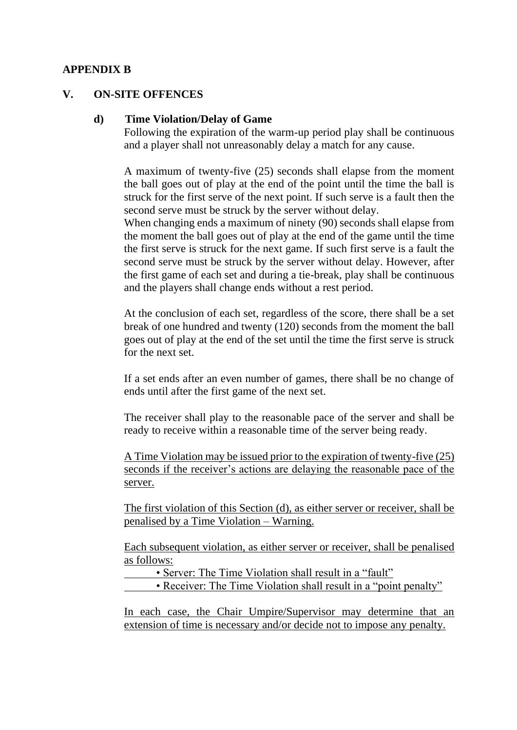**APPENDIX B**

## V. ON-SITE OFFENCES

### d) Time Violation/Delay of Game

Following the expiration of the warm-up period play shall be continuous and a player shall not unreasonably delay a match for any cause.

A maximum of twenty-five (25) seconds shall elapse from the moment the ball goes out of play at the end of the point until the time the ball is struck for the first serve of the next point. If such serve is a fault then the second serve must be struck by the server without delay.

When changing ends a maximum of ninety (90) seconds shall elapse from the moment the ball goes out of play at the end of the game until the time the first serve is struck for the next game. If such first serve is a fault the second serve must be struck by the server without delay. However, after the first game of each set and during a tie-break, play shall be continuous and the players shall change ends without a rest period.

At the conclusion of each set, regardless of the score, there shall be a set break of one hundred and twenty (120) seconds from the moment the ball goes out of play at the end of the set until the time the first serve is struck for the next set.

If a set ends after an even number of games, there shall be no change of ends until after the first game of the next set.

The receiver shall play to the reasonable pace of the server and shall be ready to receive within a reasonable time of the server being ready.

A Time Violation may be issued prior to the expiration of twenty-five (25) seconds if the receiver's actions are delaying the reasonable pace of the server.

The first violation of this Section (d), as either server or receiver, shall be penalised by a Time Violation – Warning.

Each subsequent violation, as either server or receiver, shall be penalised as follows:

- Server: The Time Violation shall result in a "fault"
- Receiver: The Time Violation shall result in a "point penalty"

In each case, the Chair Umpire/Supervisor may determine that an extension of time is necessary and/or decide not to impose any penalty.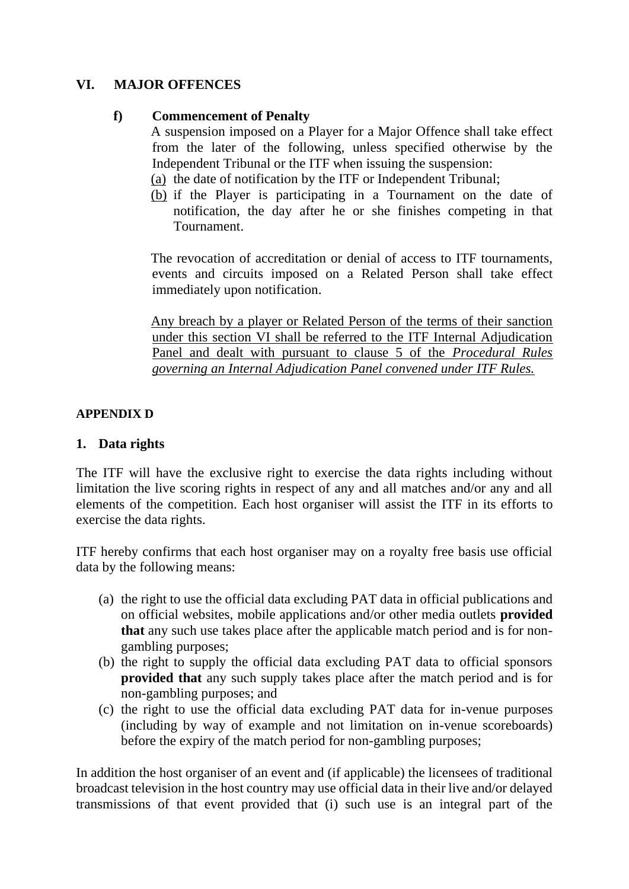## VI. MAJOR OFFENCES

### f) Commencement of Penalty

A suspension imposed on a Player for a Major Offence shall take effect from the later of the following, unless specified otherwise by the Independent Tribunal or the ITF when issuing the suspension:

(a) the date of notification by the ITF or Independent Tribunal;

(b) if the Player is participating in a Tournament on the date of notification, the day after he or she finishes competing in that Tournament.

The revocation of accreditation or denial of access to ITF tournaments, events and circuits imposed on a Related Person shall take effect immediately upon notification.

<u>Any breach by a player or Related Person of the terms of their sanction under this section VI shall be referred to the ITF Internal Adjudication Panel and dealt with pursuant to clause 5 of the *Procedural Rules governing an Internal Adjudication Panel convened under ITF Rules.*</u>

## APPENDIX D

### 1. Data rights

The ITF will have the exclusive right to exercise the data rights including without limitation the live scoring rights in respect of any and all matches and/or any and all elements of the competition. Each host organiser will assist the ITF in its efforts to exercise the data rights.

ITF hereby confirms that each host organiser may on a royalty free basis use official data by the following means:

(a) the right to use the official data excluding PAT data in official publications and on official websites, mobile applications and/or other media outlets **provided that** any such use takes place after the applicable match period and is for non-gambling purposes;

(b) the right to supply the official data excluding PAT data to official sponsors **provided that** any such supply takes place after the match period and is for non-gambling purposes; and

(c) the right to use the official data excluding PAT data for in-venue purposes (including by way of example and not limitation on in-venue scoreboards) before the expiry of the match period for non-gambling purposes;

In addition the host organiser of an event and (if applicable) the licensees of traditional broadcast television in the host country may use official data in their live and/or delayed transmissions of that event provided that (i) such use is an integral part of the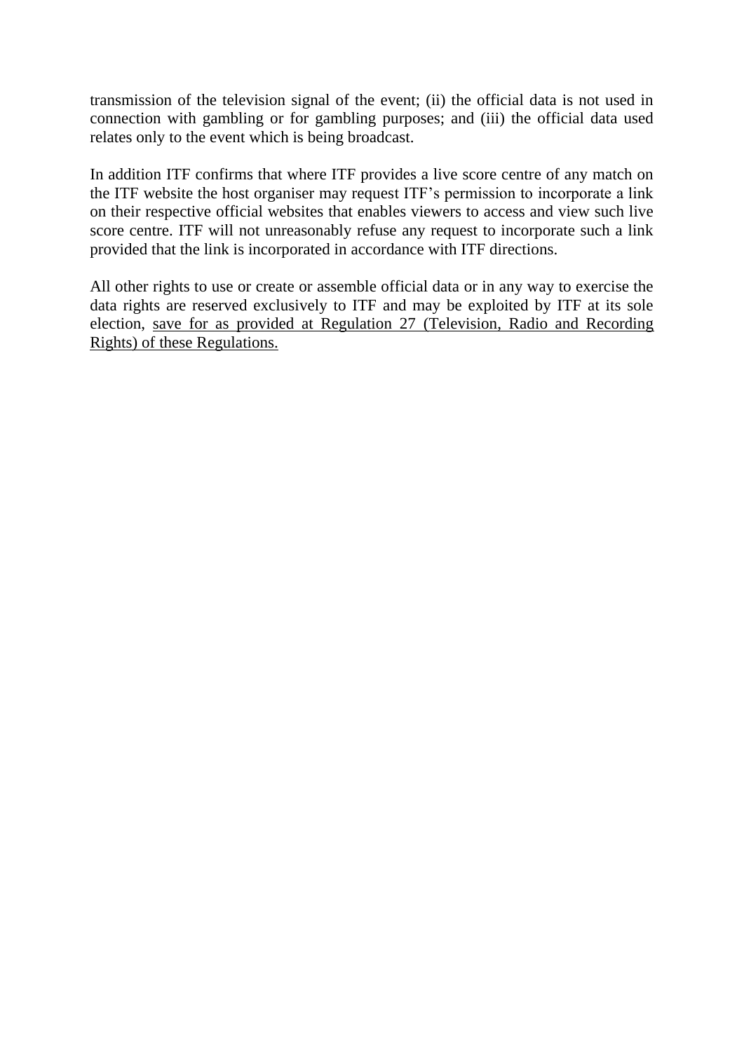transmission of the television signal of the event; (ii) the official data is not used in connection with gambling or for gambling purposes; and (iii) the official data used relates only to the event which is being broadcast.

In addition ITF confirms that where ITF provides a live score centre of any match on the ITF website the host organiser may request ITF's permission to incorporate a link on their respective official websites that enables viewers to access and view such live score centre. ITF will not unreasonably refuse any request to incorporate such a link provided that the link is incorporated in accordance with ITF directions.

All other rights to use or create or assemble official data or in any way to exercise the data rights are reserved exclusively to ITF and may be exploited by ITF at its sole election, <u>save for as provided at Regulation 27 (Television, Radio and Recording Rights) of these Regulations.</u>